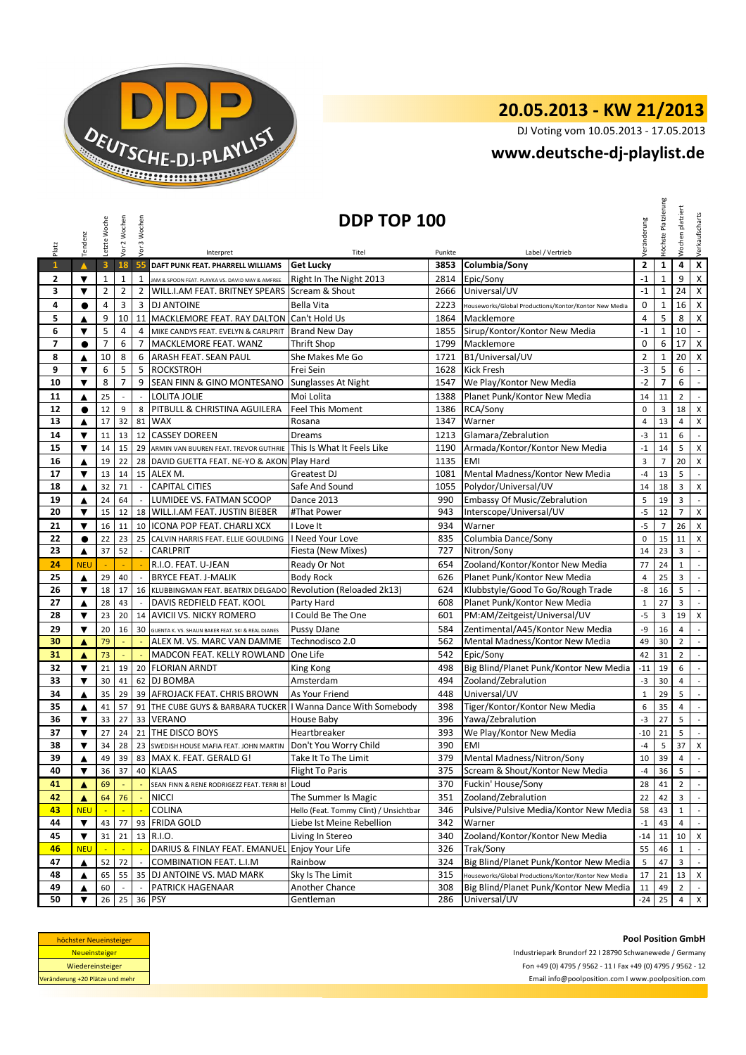# 20.05.2013 - KW 21/2013

DJ Voting vom 10.05.2013 - 17.05.2013

## www.deutsche-dj-playlist.de

## DDP TOP 100

| Platz | Tendenz | Letzte Woche | Vor 2 Wochen | Vor 3 Wochen | Interpret | Titel | Punkte | Label / Vertrieb | Veränderung | Höchste Platzierung | Wochen platziert | Verkaufscharts |
|---|---|---|---|---|---|---|---|---|---|---|---|---|
| 1 | ▲ | 3 | 18 | 55 | DAFT PUNK FEAT. PHARRELL WILLIAMS | Get Lucky | 3853 | Columbia/Sony | 2 | 1 | 4 | X |
| 2 | ▼ | 1 | 1 | 1 | JAM & SPOON FEAT. PLAVKA VS. DAVID MAY & AMFREE | Right In The Night 2013 | 2814 | Epic/Sony | -1 | 1 | 9 | X |
| 3 | ▼ | 2 | 2 | 2 | WILL.I.AM FEAT. BRITNEY SPEARS | Scream & Shout | 2666 | Universal/UV | -1 | 1 | 24 | X |
| 4 | ● | 4 | 3 | 3 | DJ ANTOINE | Bella Vita | 2223 | Houseworks/Global Productions/Kontor/Kontor New Media | 0 | 1 | 16 | X |
| 5 | ▲ | 9 | 10 | 11 | MACKLEMORE FEAT. RAY DALTON | Can't Hold Us | 1864 | Macklemore | 4 | 5 | 8 | X |
| 6 | ▼ | 5 | 4 | 4 | MIKE CANDYS FEAT. EVELYN & CARLPRIT | Brand New Day | 1855 | Sirup/Kontor/Kontor New Media | -1 | 1 | 10 | - |
| 7 | ● | 7 | 6 | 7 | MACKLEMORE FEAT. WANZ | Thrift Shop | 1799 | Macklemore | 0 | 6 | 17 | X |
| 8 | ▲ | 10 | 8 | 6 | ARASH FEAT. SEAN PAUL | She Makes Me Go | 1721 | B1/Universal/UV | 2 | 1 | 20 | X |
| 9 | ▼ | 6 | 5 | 5 | ROCKSTROH | Frei Sein | 1628 | Kick Fresh | -3 | 5 | 6 | - |
| 10 | ▼ | 8 | 7 | 9 | SEAN FINN & GINO MONTESANO | Sunglasses At Night | 1547 | We Play/Kontor New Media | -2 | 7 | 6 | - |
| 11 | ▲ | 25 | - | - | LOLITA JOLIE | Moi Lolita | 1388 | Planet Punk/Kontor New Media | 14 | 11 | 2 | - |
| 12 | ● | 12 | 9 | 8 | PITBULL & CHRISTINA AGUILERA | Feel This Moment | 1386 | RCA/Sony | 0 | 3 | 18 | X |
| 13 | ▲ | 17 | 32 | 81 | WAX | Rosana | 1347 | Warner | 4 | 13 | 4 | X |
| 14 | ▼ | 11 | 13 | 12 | CASSEY DOREEN | Dreams | 1213 | Glamara/Zebralution | -3 | 11 | 6 | - |
| 15 | ▼ | 14 | 15 | 29 | ARMIN VAN BUUREN FEAT. TREVOR GUTHRIE | This Is What It Feels Like | 1190 | Armada/Kontor/Kontor New Media | -1 | 14 | 5 | X |
| 16 | ▲ | 19 | 22 | 28 | DAVID GUETTA FEAT. NE-YO & AKON | Play Hard | 1135 | EMI | 3 | 7 | 20 | X |
| 17 | ▼ | 13 | 14 | 15 | ALEX M. | Greatest DJ | 1081 | Mental Madness/Kontor New Media | -4 | 13 | 5 | - |
| 18 | ▲ | 32 | 71 | - | CAPITAL CITIES | Safe And Sound | 1055 | Polydor/Universal/UV | 14 | 18 | 3 | X |
| 19 | ▲ | 24 | 64 | - | LUMIDEE VS. FATMAN SCOOP | Dance 2013 | 990 | Embassy Of Music/Zebralution | 5 | 19 | 3 | - |
| 20 | ▼ | 15 | 12 | 18 | WILL.I.AM FEAT. JUSTIN BIEBER | #That Power | 943 | Interscope/Universal/UV | -5 | 12 | 7 | X |
| 21 | ▼ | 16 | 11 | 10 | ICONA POP FEAT. CHARLI XCX | I Love It | 934 | Warner | -5 | 7 | 26 | X |
| 22 | ● | 22 | 23 | 25 | CALVIN HARRIS FEAT. ELLIE GOULDING | I Need Your Love | 835 | Columbia Dance/Sony | 0 | 15 | 11 | X |
| 23 | ▲ | 37 | 52 | - | CARLPRIT | Fiesta (New Mixes) | 727 | Nitron/Sony | 14 | 23 | 3 | - |
| 24 | NEU | - | - | - | R.I.O. FEAT. U-JEAN | Ready Or Not | 654 | Zooland/Kontor/Kontor New Media | 77 | 24 | 1 | - |
| 25 | ▲ | 29 | 40 | - | BRYCE FEAT. J-MALIK | Body Rock | 626 | Planet Punk/Kontor New Media | 4 | 25 | 3 | - |
| 26 | ▼ | 18 | 17 | 16 | KLUBBINGMAN FEAT. BEATRIX DELGADO | Revolution (Reloaded 2k13) | 624 | Klubbstyle/Good To Go/Rough Trade | -8 | 16 | 5 | - |
| 27 | ▲ | 28 | 43 | - | DAVIS REDFIELD FEAT. KOOL | Party Hard | 608 | Planet Punk/Kontor New Media | 1 | 27 | 3 | - |
| 28 | ▼ | 23 | 20 | 14 | AVICII VS. NICKY ROMERO | I Could Be The One | 601 | PM:AM/Zeitgeist/Universal/UV | -5 | 3 | 19 | X |
| 29 | ▼ | 20 | 16 | 30 | GUENTA K. VS. SHAUN BAKER FEAT. SKI & REAL DJANES | Pussy DJane | 584 | Zentimental/A45/Kontor New Media | -9 | 16 | 4 | - |
| 30 | ▲ | 79 | - | - | ALEX M. VS. MARC VAN DAMME | Technodisco 2.0 | 562 | Mental Madness/Kontor New Media | 49 | 30 | 2 | - |
| 31 | ▲ | 73 | - | - | MADCON FEAT. KELLY ROWLAND | One Life | 542 | Epic/Sony | 42 | 31 | 2 | - |
| 32 | ▼ | 21 | 19 | 20 | FLORIAN ARNDT | King Kong | 498 | Big Blind/Planet Punk/Kontor New Media | -11 | 19 | 6 | - |
| 33 | ▼ | 30 | 41 | 62 | DJ BOMBA | Amsterdam | 494 | Zooland/Zebralution | -3 | 30 | 4 | - |
| 34 | ▲ | 35 | 29 | 39 | AFROJACK FEAT. CHRIS BROWN | As Your Friend | 448 | Universal/UV | 1 | 29 | 5 | - |
| 35 | ▲ | 41 | 57 | 91 | THE CUBE GUYS & BARBARA TUCKER | I Wanna Dance With Somebody | 398 | Tiger/Kontor/Kontor New Media | 6 | 35 | 4 | - |
| 36 | ▼ | 33 | 27 | 33 | VERANO | House Baby | 396 | Yawa/Zebralution | -3 | 27 | 5 | - |
| 37 | ▼ | 27 | 24 | 21 | THE DISCO BOYS | Heartbreaker | 393 | We Play/Kontor New Media | -10 | 21 | 5 | - |
| 38 | ▼ | 34 | 28 | 23 | SWEDISH HOUSE MAFIA FEAT. JOHN MARTIN | Don't You Worry Child | 390 | EMI | -4 | 5 | 37 | X |
| 39 | ▲ | 49 | 39 | 83 | MAX K. FEAT. GERALD G! | Take It To The Limit | 379 | Mental Madness/Nitron/Sony | 10 | 39 | 4 | - |
| 40 | ▼ | 36 | 37 | 40 | KLAAS | Flight To Paris | 375 | Scream & Shout/Kontor New Media | -4 | 36 | 5 | - |
| 41 | ▲ | 69 | - | - | SEAN FINN & RENE RODRIGEZZ FEAT. TERRI B! | Loud | 370 | Fuckin' House/Sony | 28 | 41 | 2 | - |
| 42 | ▲ | 64 | 76 | - | NICCI | The Summer Is Magic | 351 | Zooland/Zebralution | 22 | 42 | 3 | - |
| 43 | NEU | - | - | - | COLINA | Hello (Feat. Tommy Clint) / Unsichtbar | 346 | Pulsive/Pulsive Media/Kontor New Media | 58 | 43 | 1 | - |
| 44 | ▼ | 43 | 77 | 93 | FRIDA GOLD | Liebe Ist Meine Rebellion | 342 | Warner | -1 | 43 | 4 | - |
| 45 | ▼ | 31 | 21 | 13 | R.I.O. | Living In Stereo | 340 | Zooland/Kontor/Kontor New Media | -14 | 11 | 10 | X |
| 46 | NEU | - | - | - | DARIUS & FINLAY FEAT. EMANUEL | Enjoy Your Life | 326 | Trak/Sony | 55 | 46 | 1 | - |
| 47 | ▲ | 52 | 72 | - | COMBINATION FEAT. L.I.M | Rainbow | 324 | Big Blind/Planet Punk/Kontor New Media | 5 | 47 | 3 | - |
| 48 | ▲ | 65 | 55 | 35 | DJ ANTOINE VS. MAD MARK | Sky Is The Limit | 315 | Houseworks/Global Productions/Kontor/Kontor New Media | 17 | 21 | 13 | X |
| 49 | ▲ | 60 | - | - | PATRICK HAGENAAR | Another Chance | 308 | Big Blind/Planet Punk/Kontor New Media | 11 | 49 | 2 | - |
| 50 | ▼ | 26 | 25 | 36 | PSY | Gentleman | 286 | Universal/UV | -24 | 25 | 4 | X |

höchster Neueinsteiger
Neueinsteiger
Wiedereinsteiger
Veränderung +20 Plätze und mehr

**Pool Position GmbH**

Industriepark Brundorf 22 I 28790 Schwanewede / Germany
Fon +49 (0) 4795 / 9562 - 11 I Fax +49 (0) 4795 / 9562 - 12
Email info@poolposition.com I www.poolposition.com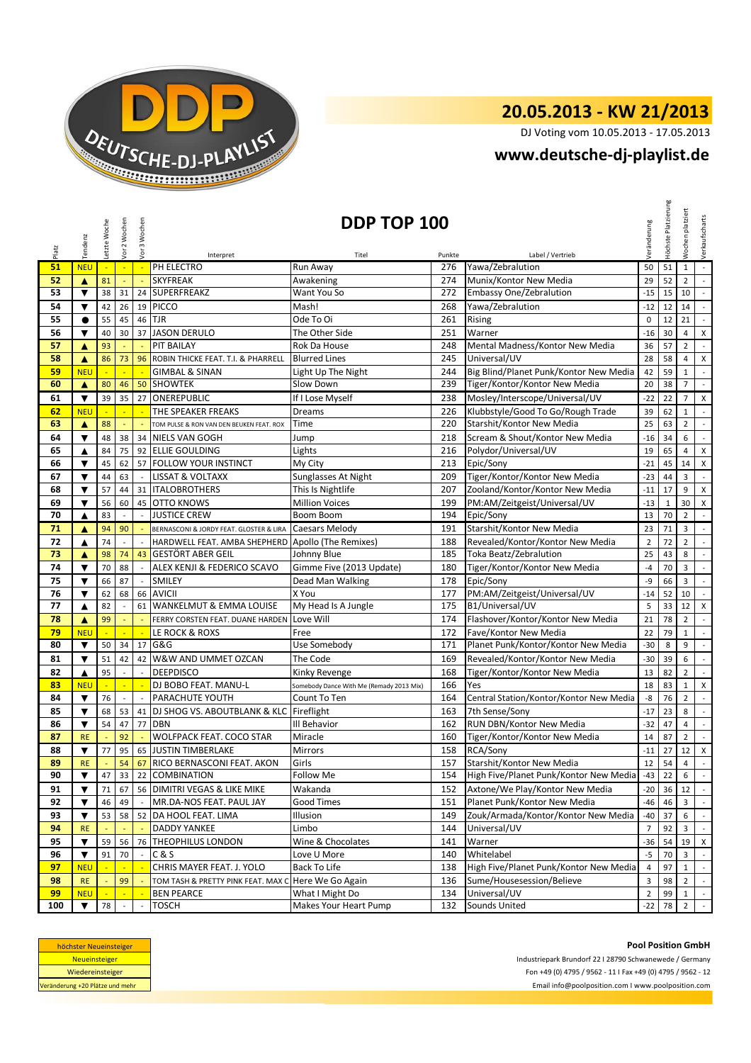# 20.05.2013 - KW 21/2013

DJ Voting vom 10.05.2013 - 17.05.2013

## www.deutsche-dj-playlist.de

## DDP TOP 100

| Platz | Tendenz | Letzte Woche | Vor 2 Wochen | Vor 3 Wochen | Interpret | Titel | Punkte | Label / Vertrieb | Veränderung | Höchste Platzierung | Wochen platziert | Verkaufscharts |
|---|---|---|---|---|---|---|---|---|---|---|---|---|
| 51 | NEU | - | - | - | PH ELECTRO | Run Away | 276 | Yawa/Zebralution | 50 | 51 | 1 | - |
| 52 | ▲ | 81 | - | - | SKYFREAK | Awakening | 274 | Munix/Kontor New Media | 29 | 52 | 2 | - |
| 53 | ▼ | 38 | 31 | 24 | SUPERFREAKZ | Want You So | 272 | Embassy One/Zebralution | -15 | 15 | 10 | - |
| 54 | ▼ | 42 | 26 | 19 | PICCO | Mash! | 268 | Yawa/Zebralution | -12 | 12 | 14 | - |
| 55 | ● | 55 | 45 | 46 | TJR | Ode To Oi | 261 | Rising | 0 | 12 | 21 | - |
| 56 | ▼ | 40 | 30 | 37 | JASON DERULO | The Other Side | 251 | Warner | -16 | 30 | 4 | X |
| 57 | ▲ | 93 | - | - | PIT BAILAY | Rok Da House | 248 | Mental Madness/Kontor New Media | 36 | 57 | 2 | - |
| 58 | ▲ | 86 | 73 | 96 | ROBIN THICKE FEAT. T.I. & PHARRELL | Blurred Lines | 245 | Universal/UV | 28 | 58 | 4 | X |
| 59 | NEU | - | - | - | GIMBAL & SINAN | Light Up The Night | 244 | Big Blind/Planet Punk/Kontor New Media | 42 | 59 | 1 | - |
| 60 | ▲ | 80 | 46 | 50 | SHOWTEK | Slow Down | 239 | Tiger/Kontor/Kontor New Media | 20 | 38 | 7 | - |
| 61 | ▼ | 39 | 35 | 27 | ONEREPUBLIC | If I Lose Myself | 238 | Mosley/Interscope/Universal/UV | -22 | 22 | 7 | X |
| 62 | NEU | - | - | - | THE SPEAKER FREAKS | Dreams | 226 | Klubbstyle/Good To Go/Rough Trade | 39 | 62 | 1 | - |
| 63 | ▲ | 88 | - | - | TOM PULSE & RON VAN DEN BEUKEN FEAT. ROX | Time | 220 | Starshit/Kontor New Media | 25 | 63 | 2 | - |
| 64 | ▼ | 48 | 38 | 34 | NIELS VAN GOGH | Jump | 218 | Scream & Shout/Kontor New Media | -16 | 34 | 6 | - |
| 65 | ▲ | 84 | 75 | 92 | ELLIE GOULDING | Lights | 216 | Polydor/Universal/UV | 19 | 65 | 4 | X |
| 66 | ▼ | 45 | 62 | 57 | FOLLOW YOUR INSTINCT | My City | 213 | Epic/Sony | -21 | 45 | 14 | X |
| 67 | ▼ | 44 | 63 | - | LISSAT & VOLTAXX | Sunglasses At Night | 209 | Tiger/Kontor/Kontor New Media | -23 | 44 | 3 | - |
| 68 | ▼ | 57 | 44 | 31 | ITALOBROTHERS | This Is Nightlife | 207 | Zooland/Kontor/Kontor New Media | -11 | 17 | 9 | X |
| 69 | ▼ | 56 | 60 | 45 | OTTO KNOWS | Million Voices | 199 | PM:AM/Zeitgeist/Universal/UV | -13 | 1 | 30 | X |
| 70 | ▲ | 83 | - | - | JUSTICE CREW | Boom Boom | 194 | Epic/Sony | 13 | 70 | 2 | - |
| 71 | ▲ | 94 | 90 | - | BERNASCONI & JORDY FEAT. GLOSTER & LIRA | Caesars Melody | 191 | Starshit/Kontor New Media | 23 | 71 | 3 | - |
| 72 | ▲ | 74 | - | - | HARDWELL FEAT. AMBA SHEPHERD | Apollo (The Remixes) | 188 | Revealed/Kontor/Kontor New Media | 2 | 72 | 2 | - |
| 73 | ▲ | 98 | 74 | 43 | GESTÖRT ABER GEIL | Johnny Blue | 185 | Toka Beatz/Zebralution | 25 | 43 | 8 | - |
| 74 | ▼ | 70 | 88 | - | ALEX KENJI & FEDERICO SCAVO | Gimme Five (2013 Update) | 180 | Tiger/Kontor/Kontor New Media | -4 | 70 | 3 | - |
| 75 | ▼ | 66 | 87 | - | SMILEY | Dead Man Walking | 178 | Epic/Sony | -9 | 66 | 3 | - |
| 76 | ▼ | 62 | 68 | 66 | AVICII | X You | 177 | PM:AM/Zeitgeist/Universal/UV | -14 | 52 | 10 | - |
| 77 | ▲ | 82 | - | 61 | WANKELMUT & EMMA LOUISE | My Head Is A Jungle | 175 | B1/Universal/UV | 5 | 33 | 12 | X |
| 78 | ▲ | 99 | - | - | FERRY CORSTEN FEAT. DUANE HARDEN | Love Will | 174 | Flashover/Kontor/Kontor New Media | 21 | 78 | 2 | - |
| 79 | NEU | - | - | - | LE ROCK & ROXS | Free | 172 | Fave/Kontor New Media | 22 | 79 | 1 | - |
| 80 | ▼ | 50 | 34 | 17 | G&G | Use Somebody | 171 | Planet Punk/Kontor/Kontor New Media | -30 | 8 | 9 | - |
| 81 | ▼ | 51 | 42 | 42 | W&W AND UMMET OZCAN | The Code | 169 | Revealed/Kontor/Kontor New Media | -30 | 39 | 6 | - |
| 82 | ▲ | 95 | - | - | DEEPDISCO | Kinky Revenge | 168 | Tiger/Kontor/Kontor New Media | 13 | 82 | 2 | - |
| 83 | NEU | - | - | - | DJ BOBO FEAT. MANU-L | Somebody Dance With Me (Remady 2013 Mix) | 166 | Yes | 18 | 83 | 1 | X |
| 84 | ▼ | 76 | - | - | PARACHUTE YOUTH | Count To Ten | 164 | Central Station/Kontor/Kontor New Media | -8 | 76 | 2 | - |
| 85 | ▼ | 68 | 53 | 41 | DJ SHOG VS. ABOUTBLANK & KLC | Fireflight | 163 | 7th Sense/Sony | -17 | 23 | 8 | - |
| 86 | ▼ | 54 | 47 | 77 | DBN | Ill Behavior | 162 | RUN DBN/Kontor New Media | -32 | 47 | 4 | - |
| 87 | RE | - | 92 | - | WOLFPACK FEAT. COCO STAR | Miracle | 160 | Tiger/Kontor/Kontor New Media | 14 | 87 | 2 | - |
| 88 | ▼ | 77 | 95 | 65 | JUSTIN TIMBERLAKE | Mirrors | 158 | RCA/Sony | -11 | 27 | 12 | X |
| 89 | RE | - | 54 | 67 | RICO BERNASCONI FEAT. AKON | Girls | 157 | Starshit/Kontor New Media | 12 | 54 | 4 | - |
| 90 | ▼ | 47 | 33 | 22 | COMBINATION | Follow Me | 154 | High Five/Planet Punk/Kontor New Media | -43 | 22 | 6 | - |
| 91 | ▼ | 71 | 67 | 56 | DIMITRI VEGAS & LIKE MIKE | Wakanda | 152 | Axtone/We Play/Kontor New Media | -20 | 36 | 12 | - |
| 92 | ▼ | 46 | 49 | - | MR.DA-NOS FEAT. PAUL JAY | Good Times | 151 | Planet Punk/Kontor New Media | -46 | 46 | 3 | - |
| 93 | ▼ | 53 | 58 | 52 | DA HOOL FEAT. LIMA | Illusion | 149 | Zouk/Armada/Kontor/Kontor New Media | -40 | 37 | 6 | - |
| 94 | RE | - | - | - | DADDY YANKEE | Limbo | 144 | Universal/UV | 7 | 92 | 3 | - |
| 95 | ▼ | 59 | 56 | 76 | THEOPHILUS LONDON | Wine & Chocolates | 141 | Warner | -36 | 54 | 19 | X |
| 96 | ▼ | 91 | 70 | - | C & S | Love U More | 140 | Whitelabel | -5 | 70 | 3 | - |
| 97 | NEU | - | - | - | CHRIS MAYER FEAT. J. YOLO | Back To Life | 138 | High Five/Planet Punk/Kontor New Media | 4 | 97 | 1 | - |
| 98 | RE | - | 99 | - | TOM TASH & PRETTY PINK FEAT. MAX C | Here We Go Again | 136 | Sume/Housesession/Believe | 3 | 98 | 2 | - |
| 99 | NEU | - | - | - | BEN PEARCE | What I Might Do | 134 | Universal/UV | 2 | 99 | 1 | - |
| 100 | ▼ | 78 | - | - | TOSCH | Makes Your Heart Pump | 132 | Sounds United | -22 | 78 | 2 | - |

höchster Neueinsteiger
Neueinsteiger
Wiedereinsteiger
Veränderung +20 Plätze und mehr

**Pool Position GmbH**
Industriepark Brundorf 22 I 28790 Schwanewede / Germany
Fon +49 (0) 4795 / 9562 - 11 I Fax +49 (0) 4795 / 9562 - 12
Email info@poolposition.com I www.poolposition.com